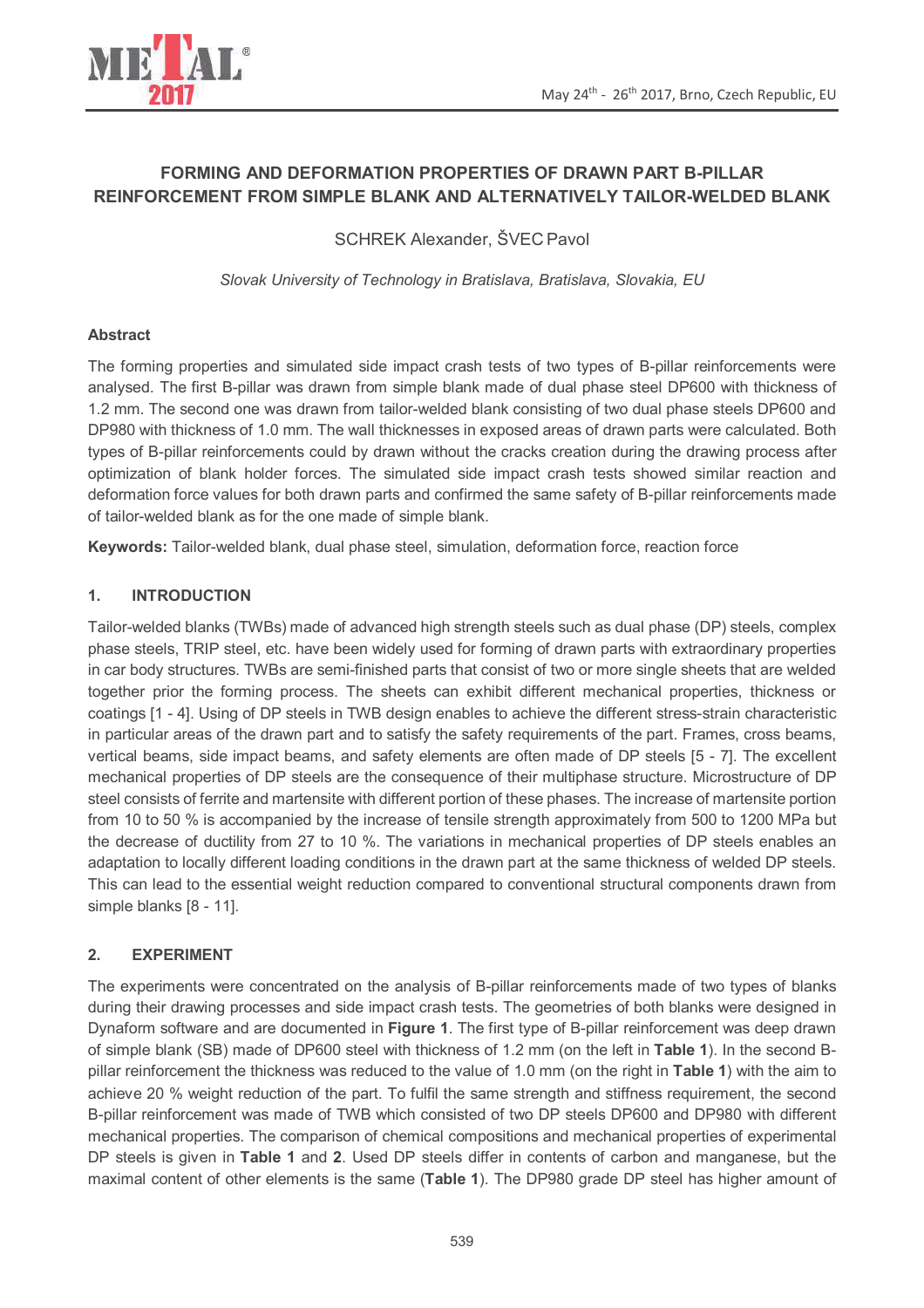# FORMING AND DEFORMATION PROPERTIES OF DRAWN PART B-PILLAR REINFORCEMENT FROM SIMPLE BLANK AND ALTERNATIVELY TAILOR-WELDED BLANK

SCHREK Alexander, ŠVEC Pavol

*Slovak University of Technology in Bratislava, Bratislava, Slovakia, EU*

## Abstract

The forming properties and simulated side impact crash tests of two types of B-pillar reinforcements were analysed. The first B-pillar was drawn from simple blank made of dual phase steel DP600 with thickness of 1.2 mm. The second one was drawn from tailor-welded blank consisting of two dual phase steels DP600 and DP980 with thickness of 1.0 mm. The wall thicknesses in exposed areas of drawn parts were calculated. Both types of B-pillar reinforcements could by drawn without the cracks creation during the drawing process after optimization of blank holder forces. The simulated side impact crash tests showed similar reaction and deformation force values for both drawn parts and confirmed the same safety of B-pillar reinforcements made of tailor-welded blank as for the one made of simple blank.

**Keywords:** Tailor-welded blank, dual phase steel, simulation, deformation force, reaction force

## 1. INTRODUCTION

Tailor-welded blanks (TWBs) made of advanced high strength steels such as dual phase (DP) steels, complex phase steels, TRIP steel, etc. have been widely used for forming of drawn parts with extraordinary properties in car body structures. TWBs are semi-finished parts that consist of two or more single sheets that are welded together prior the forming process. The sheets can exhibit different mechanical properties, thickness or coatings [1 - 4]. Using of DP steels in TWB design enables to achieve the different stress-strain characteristic in particular areas of the drawn part and to satisfy the safety requirements of the part. Frames, cross beams, vertical beams, side impact beams, and safety elements are often made of DP steels [5 - 7]. The excellent mechanical properties of DP steels are the consequence of their multiphase structure. Microstructure of DP steel consists of ferrite and martensite with different portion of these phases. The increase of martensite portion from 10 to 50 % is accompanied by the increase of tensile strength approximately from 500 to 1200 MPa but the decrease of ductility from 27 to 10 %. The variations in mechanical properties of DP steels enables an adaptation to locally different loading conditions in the drawn part at the same thickness of welded DP steels. This can lead to the essential weight reduction compared to conventional structural components drawn from simple blanks [8 - 11].

## 2. EXPERIMENT

The experiments were concentrated on the analysis of B-pillar reinforcements made of two types of blanks during their drawing processes and side impact crash tests. The geometries of both blanks were designed in Dynaform software and are documented in **Figure 1**. The first type of B-pillar reinforcement was deep drawn of simple blank (SB) made of DP600 steel with thickness of 1.2 mm (on the left in **Table 1**). In the second B-pillar reinforcement the thickness was reduced to the value of 1.0 mm (on the right in **Table 1**) with the aim to achieve 20 % weight reduction of the part. To fulfil the same strength and stiffness requirement, the second B-pillar reinforcement was made of TWB which consisted of two DP steels DP600 and DP980 with different mechanical properties. The comparison of chemical compositions and mechanical properties of experimental DP steels is given in **Table 1** and **2**. Used DP steels differ in contents of carbon and manganese, but the maximal content of other elements is the same (**Table 1**). The DP980 grade DP steel has higher amount of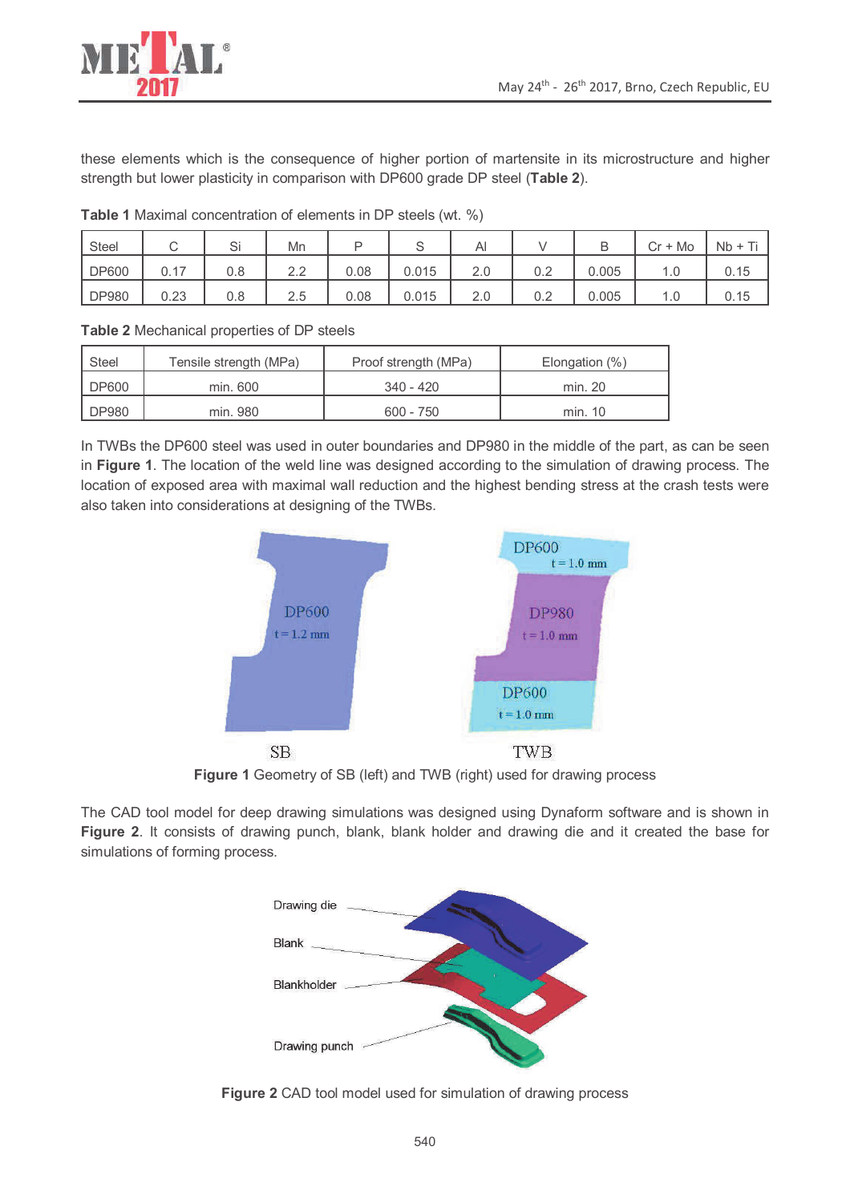these elements which is the consequence of higher portion of martensite in its microstructure and higher strength but lower plasticity in comparison with DP600 grade DP steel (**Table 2**).

**Table 1** Maximal concentration of elements in DP steels (wt. %)

| Steel | C | Si | Mn | P | S | Al | V | B | Cr + Mo | Nb + Ti |
|---|---|---|---|---|---|---|---|---|---|---|
| DP600 | 0.17 | 0.8 | 2.2 | 0.08 | 0.015 | 2.0 | 0.2 | 0.005 | 1.0 | 0.15 |
| DP980 | 0.23 | 0.8 | 2.5 | 0.08 | 0.015 | 2.0 | 0.2 | 0.005 | 1.0 | 0.15 |

**Table 2** Mechanical properties of DP steels

| Steel | Tensile strength (MPa) | Proof strength (MPa) | Elongation (%) |
|---|---|---|---|
| DP600 | min. 600 | 340 - 420 | min. 20 |
| DP980 | min. 980 | 600 - 750 | min. 10 |

In TWBs the DP600 steel was used in outer boundaries and DP980 in the middle of the part, as can be seen in **Figure 1**. The location of the weld line was designed according to the simulation of drawing process. The location of exposed area with maximal wall reduction and the highest bending stress at the crash tests were also taken into considerations at designing of the TWBs.

**Figure 1** Geometry of SB (left) and TWB (right) used for drawing process

The CAD tool model for deep drawing simulations was designed using Dynaform software and is shown in **Figure 2**. It consists of drawing punch, blank, blank holder and drawing die and it created the base for simulations of forming process.

**Figure 2** CAD tool model used for simulation of drawing process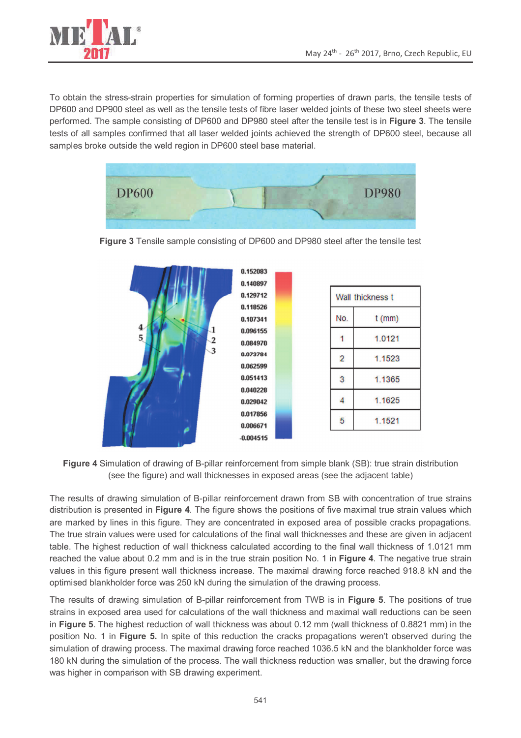To obtain the stress-strain properties for simulation of forming properties of drawn parts, the tensile tests of DP600 and DP900 steel as well as the tensile tests of fibre laser welded joints of these two steel sheets were performed. The sample consisting of DP600 and DP980 steel after the tensile test is in **Figure 3**. The tensile tests of all samples confirmed that all laser welded joints achieved the strength of DP600 steel, because all samples broke outside the weld region in DP600 steel base material.

**Figure 3** Tensile sample consisting of DP600 and DP980 steel after the tensile test

| Wall thickness t | |
|---|---|
| No. | t (mm) |
| 1 | 1.0121 |
| 2 | 1.1523 |
| 3 | 1.1365 |
| 4 | 1.1625 |
| 5 | 1.1521 |

**Figure 4** Simulation of drawing of B-pillar reinforcement from simple blank (SB): true strain distribution (see the figure) and wall thicknesses in exposed areas (see the adjacent table)

The results of drawing simulation of B-pillar reinforcement drawn from SB with concentration of true strains distribution is presented in **Figure 4**. The figure shows the positions of five maximal true strain values which are marked by lines in this figure. They are concentrated in exposed area of possible cracks propagations. The true strain values were used for calculations of the final wall thicknesses and these are given in adjacent table. The highest reduction of wall thickness calculated according to the final wall thickness of 1.0121 mm reached the value about 0.2 mm and is in the true strain position No. 1 in **Figure 4**. The negative true strain values in this figure present wall thickness increase. The maximal drawing force reached 918.8 kN and the optimised blankholder force was 250 kN during the simulation of the drawing process.

The results of drawing simulation of B-pillar reinforcement from TWB is in **Figure 5**. The positions of true strains in exposed area used for calculations of the wall thickness and maximal wall reductions can be seen in **Figure 5**. The highest reduction of wall thickness was about 0.12 mm (wall thickness of 0.8821 mm) in the position No. 1 in **Figure 5.** In spite of this reduction the cracks propagations weren't observed during the simulation of drawing process. The maximal drawing force reached 1036.5 kN and the blankholder force was 180 kN during the simulation of the process. The wall thickness reduction was smaller, but the drawing force was higher in comparison with SB drawing experiment.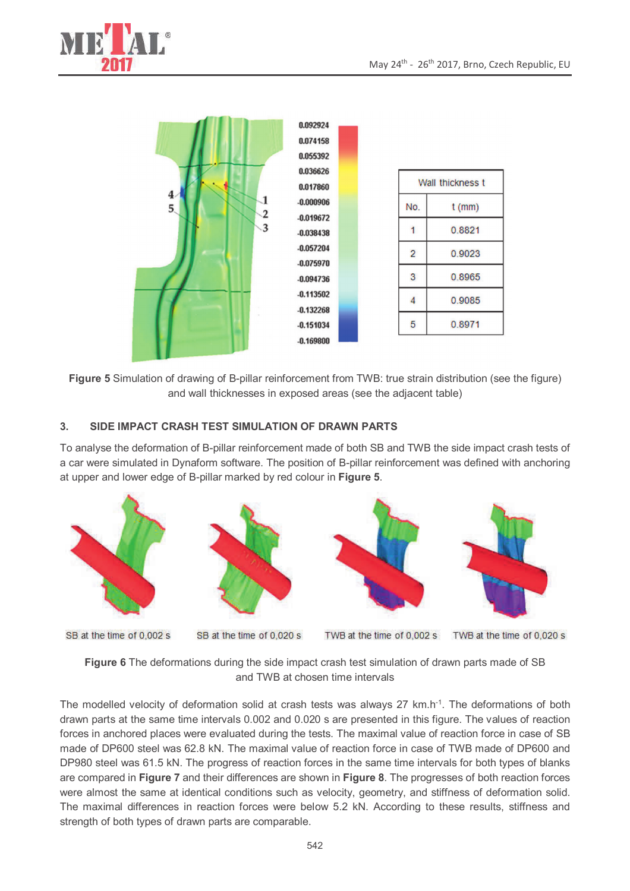| Wall thickness t | |
|---|---|
| No. | t (mm) |
| 1 | 0.8821 |
| 2 | 0.9023 |
| 3 | 0.8965 |
| 4 | 0.9085 |
| 5 | 0.8971 |

**Figure 5** Simulation of drawing of B-pillar reinforcement from TWB: true strain distribution (see the figure) and wall thicknesses in exposed areas (see the adjacent table)

## 3. SIDE IMPACT CRASH TEST SIMULATION OF DRAWN PARTS

To analyse the deformation of B-pillar reinforcement made of both SB and TWB the side impact crash tests of a car were simulated in Dynaform software. The position of B-pillar reinforcement was defined with anchoring at upper and lower edge of B-pillar marked by red colour in **Figure 5**.

SB at the time of 0,002 s — SB at the time of 0,020 s — TWB at the time of 0,002 s — TWB at the time of 0,020 s

**Figure 6** The deformations during the side impact crash test simulation of drawn parts made of SB and TWB at chosen time intervals

The modelled velocity of deformation solid at crash tests was always 27 $km.h^{-1}$. The deformations of both drawn parts at the same time intervals 0.002 and 0.020 s are presented in this figure. The values of reaction forces in anchored places were evaluated during the tests. The maximal value of reaction force in case of SB made of DP600 steel was 62.8 kN. The maximal value of reaction force in case of TWB made of DP600 and DP980 steel was 61.5 kN. The progress of reaction forces in the same time intervals for both types of blanks are compared in **Figure 7** and their differences are shown in **Figure 8**. The progresses of both reaction forces were almost the same at identical conditions such as velocity, geometry, and stiffness of deformation solid. The maximal differences in reaction forces were below 5.2 kN. According to these results, stiffness and strength of both types of drawn parts are comparable.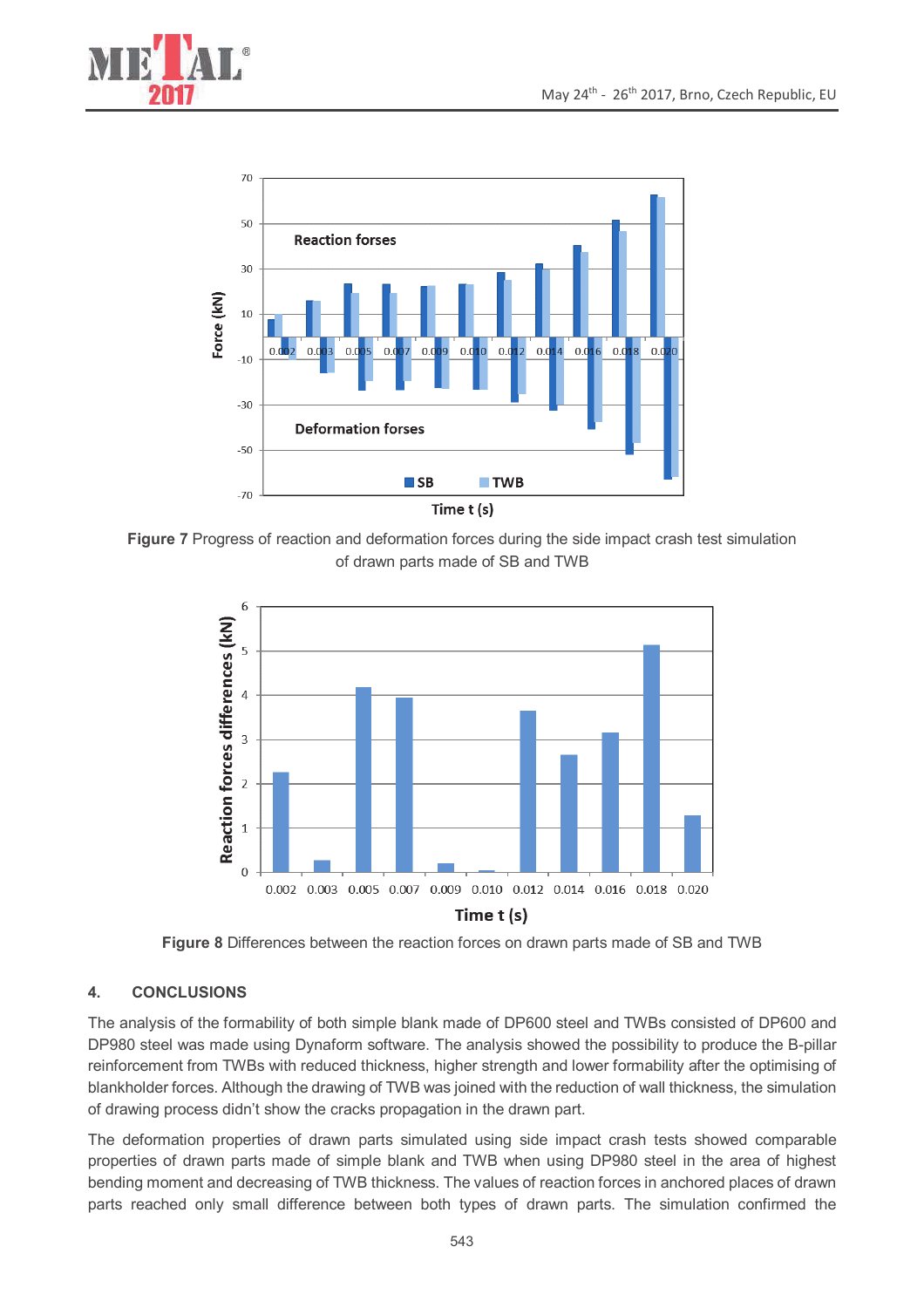Figure 7 Progress of reaction and deformation forces during the side impact crash test simulation of drawn parts made of SB and TWB

Figure 8 Differences between the reaction forces on drawn parts made of SB and TWB

## 4. CONCLUSIONS

The analysis of the formability of both simple blank made of DP600 steel and TWBs consisted of DP600 and DP980 steel was made using Dynaform software. The analysis showed the possibility to produce the B-pillar reinforcement from TWBs with reduced thickness, higher strength and lower formability after the optimising of blankholder forces. Although the drawing of TWB was joined with the reduction of wall thickness, the simulation of drawing process didn't show the cracks propagation in the drawn part.

The deformation properties of drawn parts simulated using side impact crash tests showed comparable properties of drawn parts made of simple blank and TWB when using DP980 steel in the area of highest bending moment and decreasing of TWB thickness. The values of reaction forces in anchored places of drawn parts reached only small difference between both types of drawn parts. The simulation confirmed the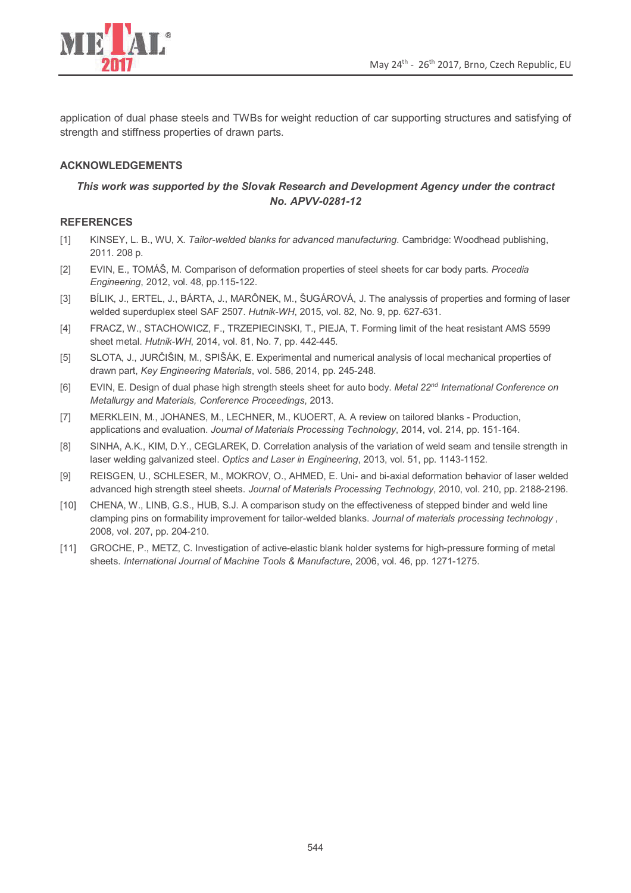application of dual phase steels and TWBs for weight reduction of car supporting structures and satisfying of strength and stiffness properties of drawn parts.

## ACKNOWLEDGEMENTS

***This work was supported by the Slovak Research and Development Agency under the contract No. APVV-0281-12***

## REFERENCES

[1] KINSEY, L. B., WU, X. *Tailor-welded blanks for advanced manufacturing*. Cambridge: Woodhead publishing, 2011. 208 p.

[2] EVIN, E., TOMÁŠ, M. Comparison of deformation properties of steel sheets for car body parts. *Procedia Engineering*, 2012, vol. 48, pp.115-122.

[3] BÍLIK, J., ERTEL, J., BÁRTA, J., MARÔNEK, M., ŠUGÁROVÁ, J. The analyssis of properties and forming of laser welded superduplex steel SAF 2507. *Hutnik-WH*, 2015, vol. 82, No. 9, pp. 627-631.

[4] FRACZ, W., STACHOWICZ, F., TRZEPIECINSKI, T., PIEJA, T. Forming limit of the heat resistant AMS 5599 sheet metal. *Hutnik-WH*, 2014, vol. 81, No. 7, pp. 442-445.

[5] SLOTA, J., JURČIŠIN, M., SPIŠÁK, E. Experimental and numerical analysis of local mechanical properties of drawn part, *Key Engineering Materials*, vol. 586, 2014, pp. 245-248.

[6] EVIN, E. Design of dual phase high strength steels sheet for auto body. *Metal 22nd International Conference on Metallurgy and Materials, Conference Proceedings*, 2013.

[7] MERKLEIN, M., JOHANES, M., LECHNER, M., KUOERT, A. A review on tailored blanks - Production, applications and evaluation. *Journal of Materials Processing Technology*, 2014, vol. 214, pp. 151-164.

[8] SINHA, A.K., KIM, D.Y., CEGLAREK, D. Correlation analysis of the variation of weld seam and tensile strength in laser welding galvanized steel. *Optics and Laser in Engineering*, 2013, vol. 51, pp. 1143-1152.

[9] REISGEN, U., SCHLESER, M., MOKROV, O., AHMED, E. Uni- and bi-axial deformation behavior of laser welded advanced high strength steel sheets. *Journal of Materials Processing Technology*, 2010, vol. 210, pp. 2188-2196.

[10] CHENA, W., LINB, G.S., HUB, S.J. A comparison study on the effectiveness of stepped binder and weld line clamping pins on formability improvement for tailor-welded blanks. *Journal of materials processing technology ,* 2008, vol. 207, pp. 204-210.

[11] GROCHE, P., METZ, C. Investigation of active-elastic blank holder systems for high-pressure forming of metal sheets. *International Journal of Machine Tools & Manufacture*, 2006, vol. 46, pp. 1271-1275.